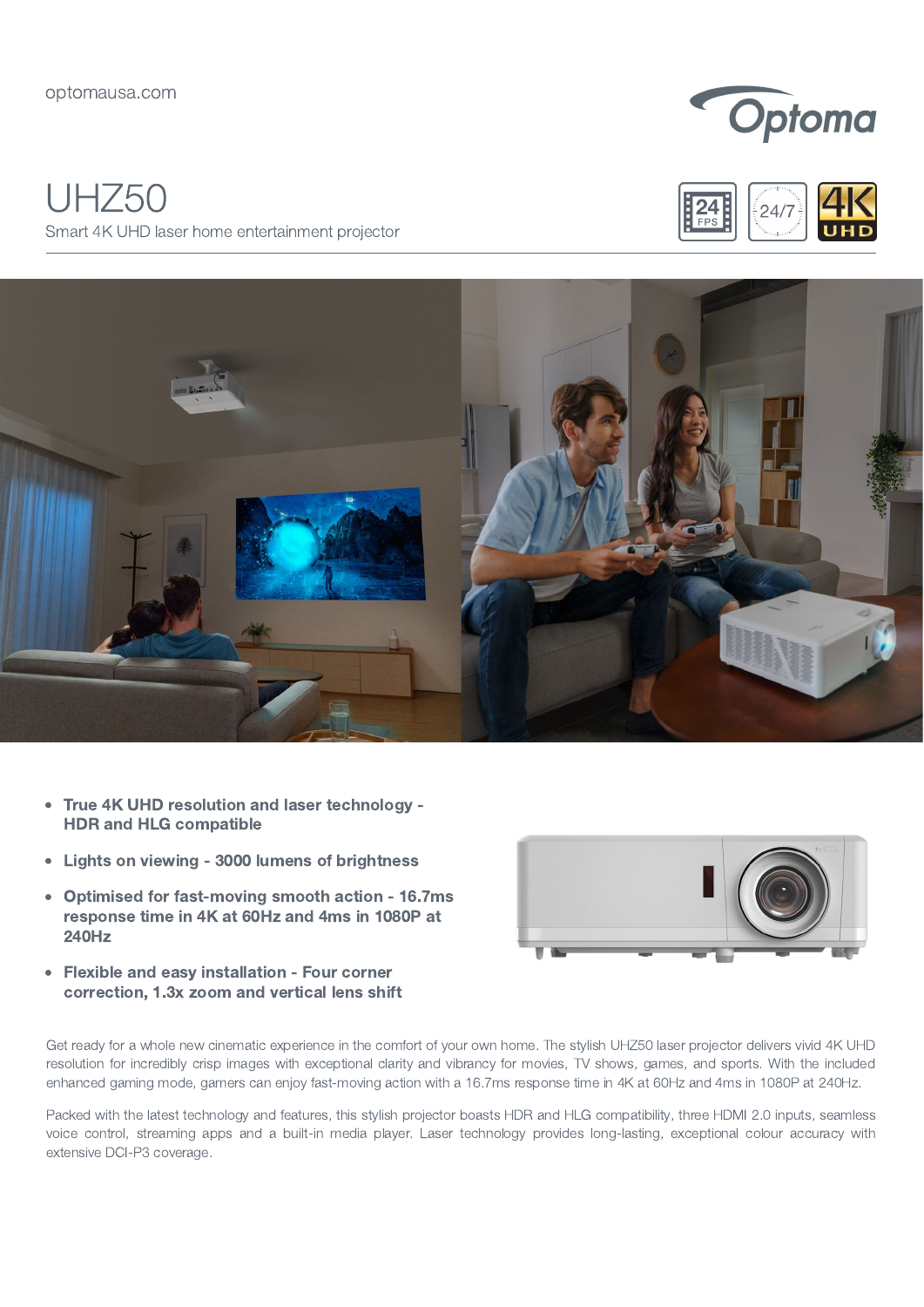optomausa.com

# UHZ50

Smart 4K UHD laser home entertainment projector

- **True 4K UHD resolution and laser technology - HDR and HLG compatible**
- **Lights on viewing - 3000 lumens of brightness**
- **Optimised for fast-moving smooth action - 16.7ms response time in 4K at 60Hz and 4ms in 1080P at 240Hz**
- **Flexible and easy installation - Four corner correction, 1.3x zoom and vertical lens shift**

Get ready for a whole new cinematic experience in the comfort of your own home. The stylish UHZ50 laser projector delivers vivid 4K UHD resolution for incredibly crisp images with exceptional clarity and vibrancy for movies, TV shows, games, and sports. With the included enhanced gaming mode, gamers can enjoy fast-moving action with a 16.7ms response time in 4K at 60Hz and 4ms in 1080P at 240Hz.

Packed with the latest technology and features, this stylish projector boasts HDR and HLG compatibility, three HDMI 2.0 inputs, seamless voice control, streaming apps and a built-in media player. Laser technology provides long-lasting, exceptional colour accuracy with extensive DCI-P3 coverage.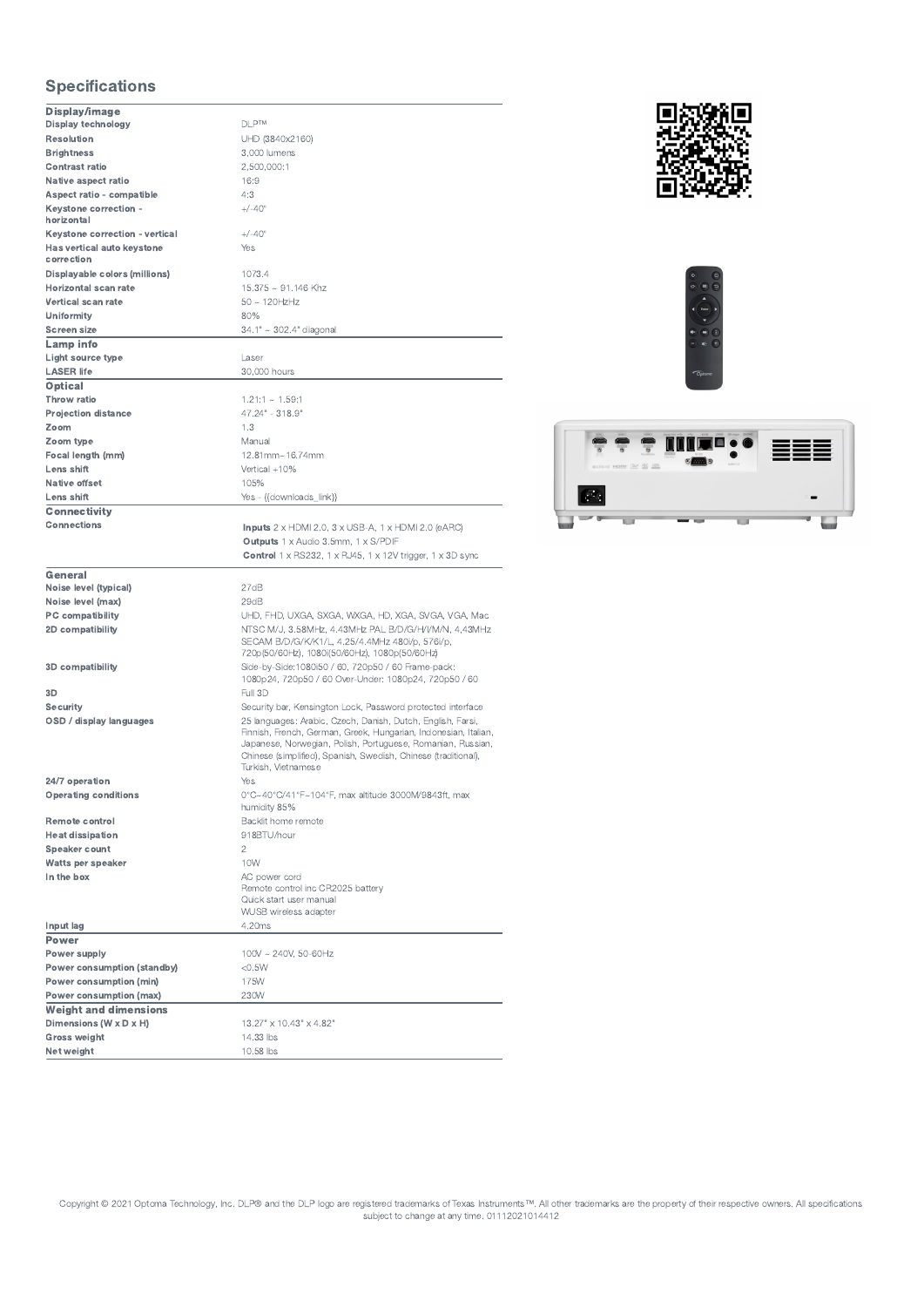## Specifications

| | |
|---|---|
| **Display/image** | |
| Display technology | DLP™ |
| Resolution | UHD (3840x2160) |
| Brightness | 3,000 lumens |
| Contrast ratio | 2,500,000:1 |
| Native aspect ratio | 16:9 |
| Aspect ratio - compatible | 4:3 |
| Keystone correction - horizontal | +/-40° |
| Keystone correction - vertical | +/-40° |
| Has vertical auto keystone correction | Yes |
| Displayable colors (millions) | 1073.4 |
| Horizontal scan rate | 15.375 ~ 91.146 Khz |
| Vertical scan rate | 50 ~ 120HzHz |
| Uniformity | 80% |
| Screen size | 34.1" ~ 302.4" diagonal |
| **Lamp info** | |
| Light source type | Laser |
| LASER life | 30,000 hours |
| **Optical** | |
| Throw ratio | 1.21:1 ~ 1.59:1 |
| Projection distance | 47.24" - 318.9" |
| Zoom | 1.3 |
| Zoom type | Manual |
| Focal length (mm) | 12.81mm~16.74mm |
| Lens shift | Vertical +10% |
| Native offset | 105% |
| Lens shift | Yes - {{downloads_link}} |
| **Connectivity** | |
| Connections | **Inputs** 2 x HDMI 2.0, 3 x USB-A, 1 x HDMI 2.0 (eARC)<br>**Outputs** 1 x Audio 3.5mm, 1 x S/PDIF<br>**Control** 1 x RS232, 1 x RJ45, 1 x 12V trigger, 1 x 3D sync |
| **General** | |
| Noise level (typical) | 27dB |
| Noise level (max) | 29dB |
| PC compatibility | UHD, FHD, UXGA, SXGA, WXGA, HD, XGA, SVGA, VGA, Mac |
| 2D compatibility | NTSC M/J, 3.58MHz, 4.43MHz PAL B/D/G/H/I/M/N, 4.43MHz SECAM B/D/G/K/K1/L, 4.25/4.4MHz 480i/p, 576i/p, 720p(50/60Hz), 1080i(50/60Hz), 1080p(50/60Hz) |
| 3D compatibility | Side-by-Side:1080i50 / 60, 720p50 / 60 Frame-pack: 1080p24, 720p50 / 60 Over-Under: 1080p24, 720p50 / 60 |
| 3D | Full 3D |
| Security | Security bar, Kensington Lock, Password protected interface |
| OSD / display languages | 25 languages: Arabic, Czech, Danish, Dutch, English, Farsi, Finnish, French, German, Greek, Hungarian, Indonesian, Italian, Japanese, Norwegian, Polish, Portuguese, Romanian, Russian, Chinese (simplified), Spanish, Swedish, Chinese (traditional), Turkish, Vietnamese |
| 24/7 operation | Yes |
| Operating conditions | 0°C~40°C/41°F~104°F, max altitude 3000M/9843ft, max humidity 85% |
| Remote control | Backlit home remote |
| Heat dissipation | 918BTU/hour |
| Speaker count | 2 |
| Watts per speaker | 10W |
| In the box | AC power cord<br>Remote control inc CR2025 battery<br>Quick start user manual<br>WUSB wireless adapter |
| Input lag | 4.20ms |
| **Power** | |
| Power supply | 100V ~ 240V, 50-60Hz |
| Power consumption (standby) | <0.5W |
| Power consumption (min) | 175W |
| Power consumption (max) | 230W |
| **Weight and dimensions** | |
| Dimensions (W x D x H) | 13.27" x 10.43" x 4.82" |
| Gross weight | 14.33 lbs |
| Net weight | 10.58 lbs |

Copyright © 2021 Optoma Technology, Inc. DLP® and the DLP logo are registered trademarks of Texas Instruments™. All other trademarks are the property of their respective owners. All specifications subject to change at any time. 01112021014412